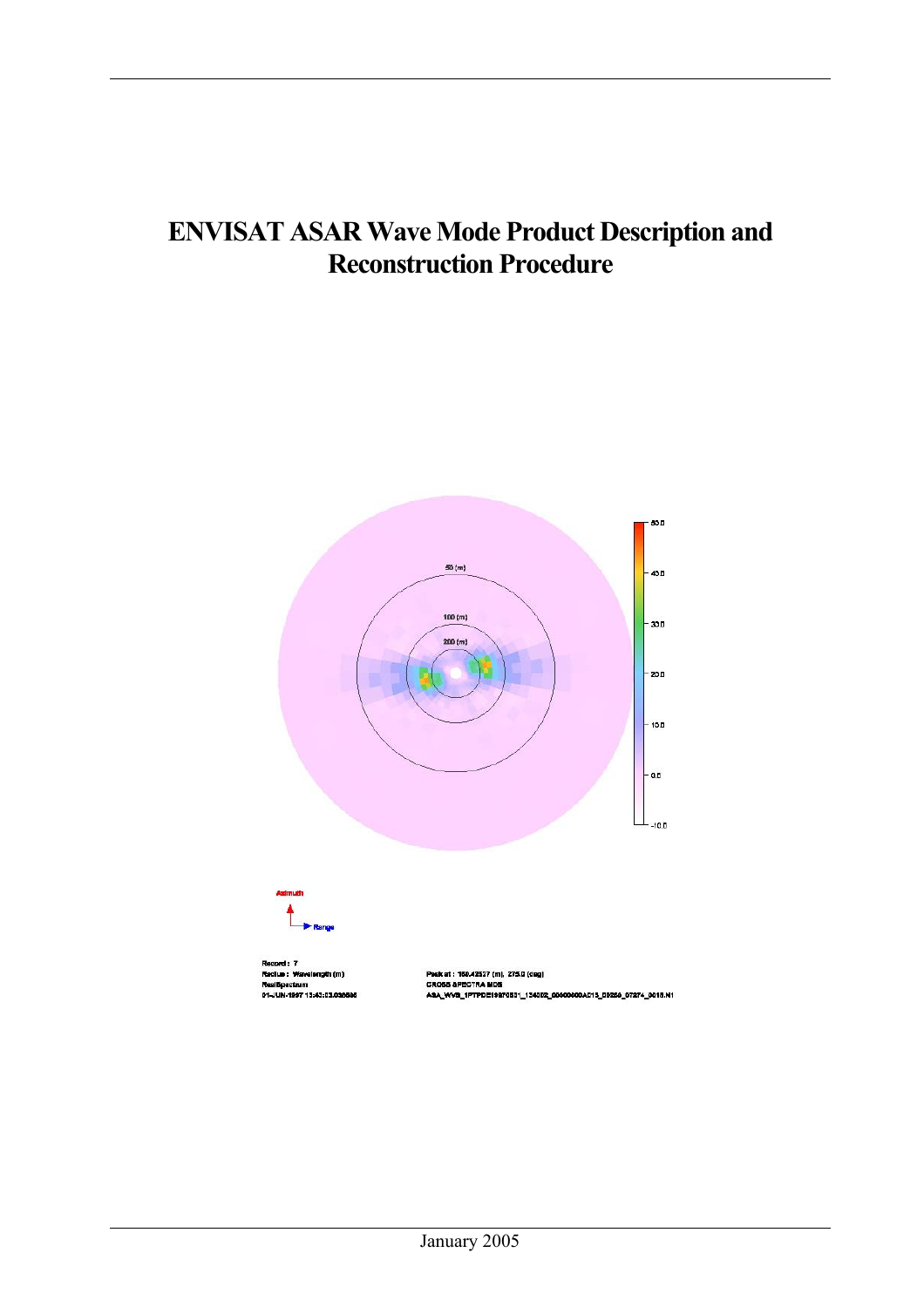# ENVISAT ASAR Wave Mode Product Description and Reconstruction Procedure

January 2005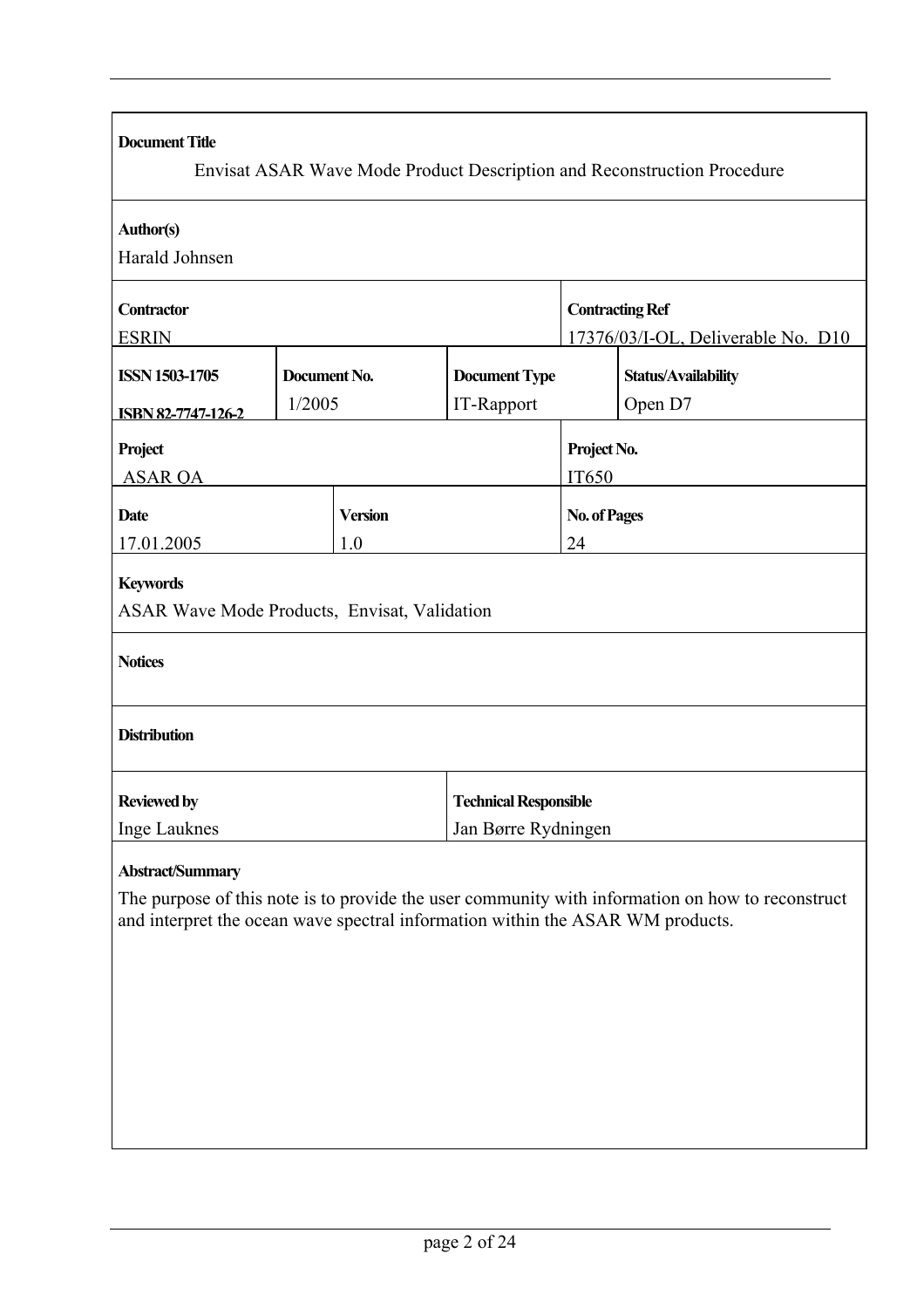**Document Title**

Envisat ASAR Wave Mode Product Description and Reconstruction Procedure

**Author(s)**

Harald Johnsen

| **Contractor** | **Contracting Ref** |
| --- | --- |
| ESRIN | 17376/03/I-OL, Deliverable No. D10 |

| **ISSN 1503-1705** | **Document No.** | **Document Type** | **Status/Availability** |
| --- | --- | --- | --- |
| **ISBN 82-7747-126-2** | 1/2005 | IT-Rapport | Open D7 |

| **Project** | **Project No.** |
| --- | --- |
| ASAR QA | IT650 |

| **Date** | **Version** | **No. of Pages** |
| --- | --- | --- |
| 17.01.2005 | 1.0 | 24 |

**Keywords**

ASAR Wave Mode Products, Envisat, Validation

**Notices**

**Distribution**

| **Reviewed by** | **Technical Responsible** |
| --- | --- |
| Inge Lauknes | Jan Børre Rydningen |

**Abstract/Summary**

The purpose of this note is to provide the user community with information on how to reconstruct and interpret the ocean wave spectral information within the ASAR WM products.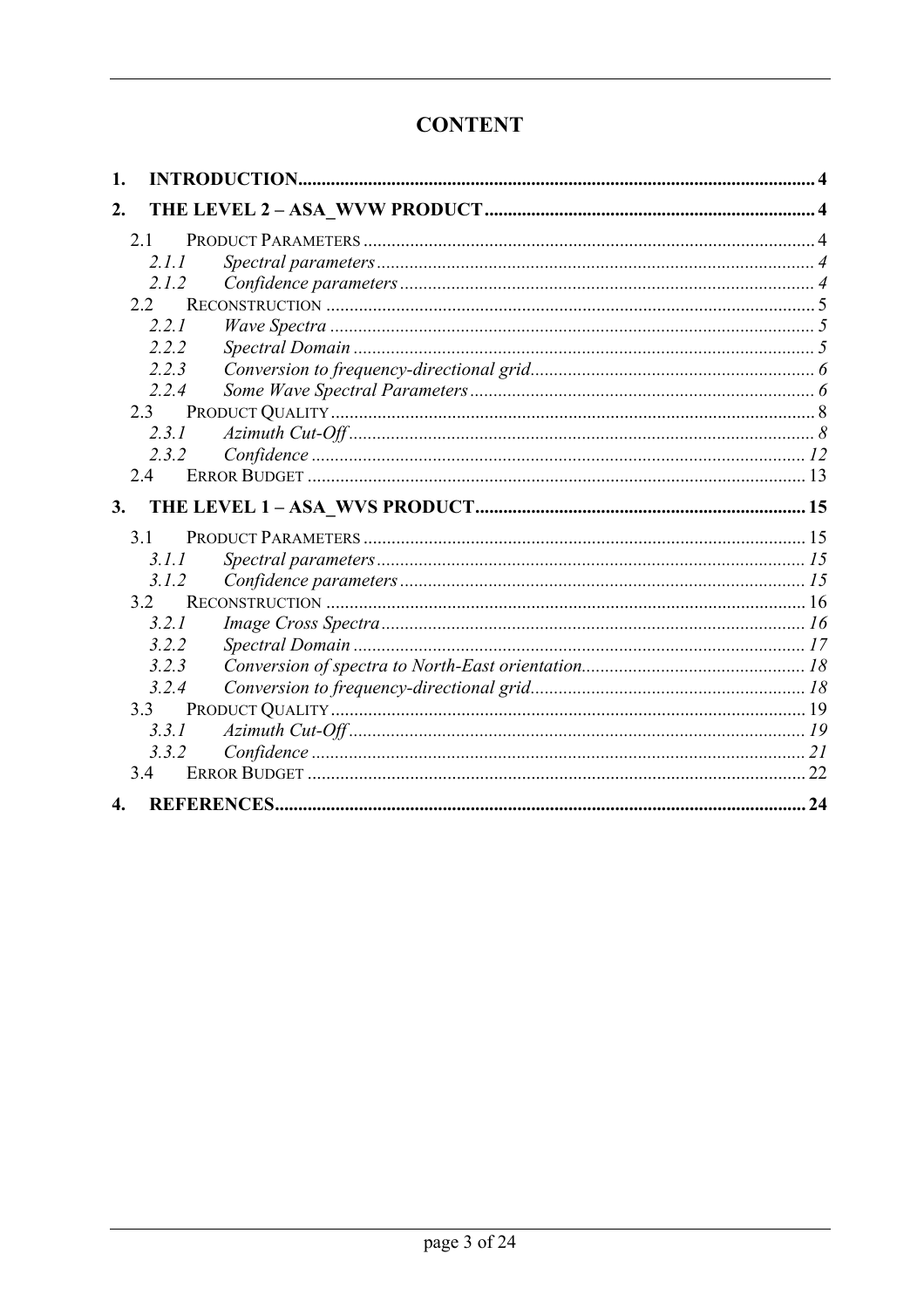# CONTENT

1. INTRODUCTION .... 4
2. THE LEVEL 2 – ASA_WVW PRODUCT .... 4
   - 2.1 PRODUCT PARAMETERS .... 4
     - *2.1.1 Spectral parameters* .... 4
     - *2.1.2 Confidence parameters* .... 4
   - 2.2 RECONSTRUCTION .... 5
     - *2.2.1 Wave Spectra* .... 5
     - *2.2.2 Spectral Domain* .... 5
     - *2.2.3 Conversion to frequency-directional grid* .... 6
     - *2.2.4 Some Wave Spectral Parameters* .... 6
   - 2.3 PRODUCT QUALITY .... 8
     - *2.3.1 Azimuth Cut-Off* .... 8
     - *2.3.2 Confidence* .... 12
   - 2.4 ERROR BUDGET .... 13
3. THE LEVEL 1 – ASA_WVS PRODUCT .... 15
   - 3.1 PRODUCT PARAMETERS .... 15
     - *3.1.1 Spectral parameters* .... 15
     - *3.1.2 Confidence parameters* .... 15
   - 3.2 RECONSTRUCTION .... 16
     - *3.2.1 Image Cross Spectra* .... 16
     - *3.2.2 Spectral Domain* .... 17
     - *3.2.3 Conversion of spectra to North-East orientation* .... 18
     - *3.2.4 Conversion to frequency-directional grid* .... 18
   - 3.3 PRODUCT QUALITY .... 19
     - *3.3.1 Azimuth Cut-Off* .... 19
     - *3.3.2 Confidence* .... 21
   - 3.4 ERROR BUDGET .... 22
4. REFERENCES .... 24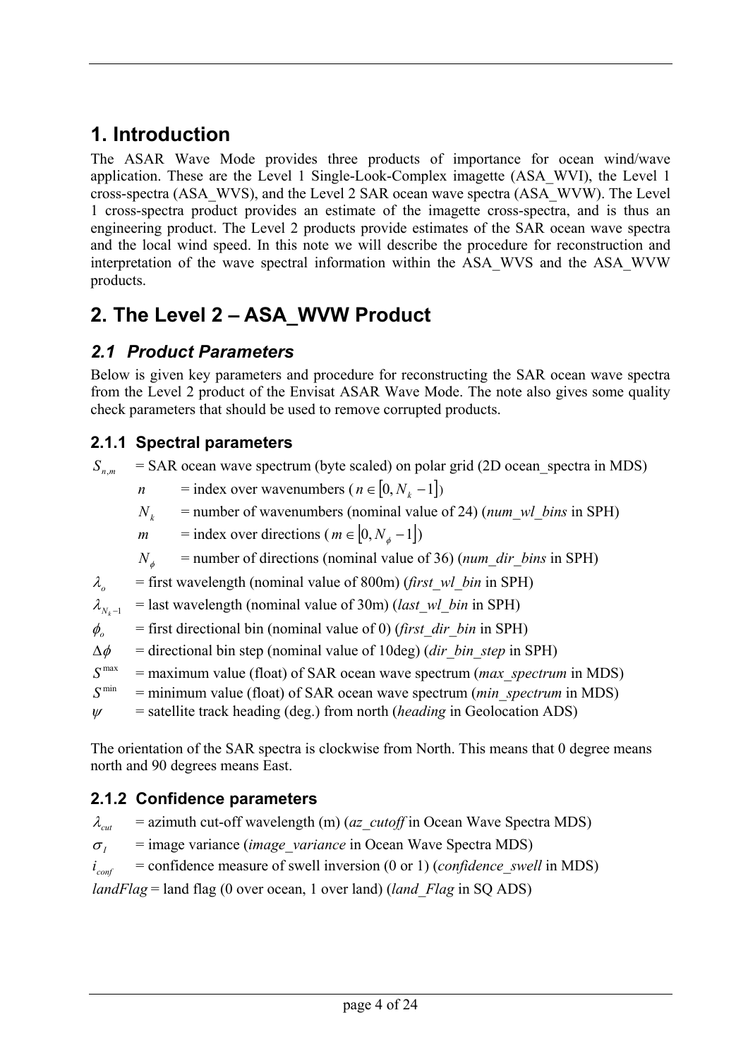# 1. Introduction

The ASAR Wave Mode provides three products of importance for ocean wind/wave application. These are the Level 1 Single-Look-Complex imagette (ASA_WVI), the Level 1 cross-spectra (ASA_WVS), and the Level 2 SAR ocean wave spectra (ASA_WVW). The Level 1 cross-spectra product provides an estimate of the imagette cross-spectra, and is thus an engineering product. The Level 2 products provide estimates of the SAR ocean wave spectra and the local wind speed. In this note we will describe the procedure for reconstruction and interpretation of the wave spectral information within the ASA_WVS and the ASA_WVW products.

# 2. The Level 2 – ASA_WVW Product

## *2.1 Product Parameters*

Below is given key parameters and procedure for reconstructing the SAR ocean wave spectra from the Level 2 product of the Envisat ASAR Wave Mode. The note also gives some quality check parameters that should be used to remove corrupted products.

### 2.1.1 Spectral parameters

$S_{n,m}$ = SAR ocean wave spectrum (byte scaled) on polar grid (2D ocean_spectra in MDS)

- $n$ = index over wavenumbers ($n \in [0, N_k - 1]$)
- $N_k$ = number of wavenumbers (nominal value of 24) (*num_wl_bins* in SPH)
- $m$ = index over directions ($m \in [0, N_\phi - 1]$)
- $N_\phi$ = number of directions (nominal value of 36) (*num_dir_bins* in SPH)

$\lambda_o$ = first wavelength (nominal value of 800m) (*first_wl_bin* in SPH)

$\lambda_{N_k - 1}$ = last wavelength (nominal value of 30m) (*last_wl_bin* in SPH)

$\phi_o$ = first directional bin (nominal value of 0) (*first_dir_bin* in SPH)

$\Delta\phi$ = directional bin step (nominal value of 10deg) (*dir_bin_step* in SPH)

$S^{\max}$ = maximum value (float) of SAR ocean wave spectrum (*max_spectrum* in MDS)

$S^{\min}$ = minimum value (float) of SAR ocean wave spectrum (*min_spectrum* in MDS)

$\psi$ = satellite track heading (deg.) from north (*heading* in Geolocation ADS)

The orientation of the SAR spectra is clockwise from North. This means that 0 degree means north and 90 degrees means East.

### 2.1.2 Confidence parameters

$\lambda_{cut}$ = azimuth cut-off wavelength (m) (*az_cutoff* in Ocean Wave Spectra MDS)

$\sigma_I$ = image variance (*image_variance* in Ocean Wave Spectra MDS)

$i_{conf}$ = confidence measure of swell inversion (0 or 1) (*confidence_swell* in MDS)

*landFlag* = land flag (0 over ocean, 1 over land) (*land_Flag* in SQ ADS)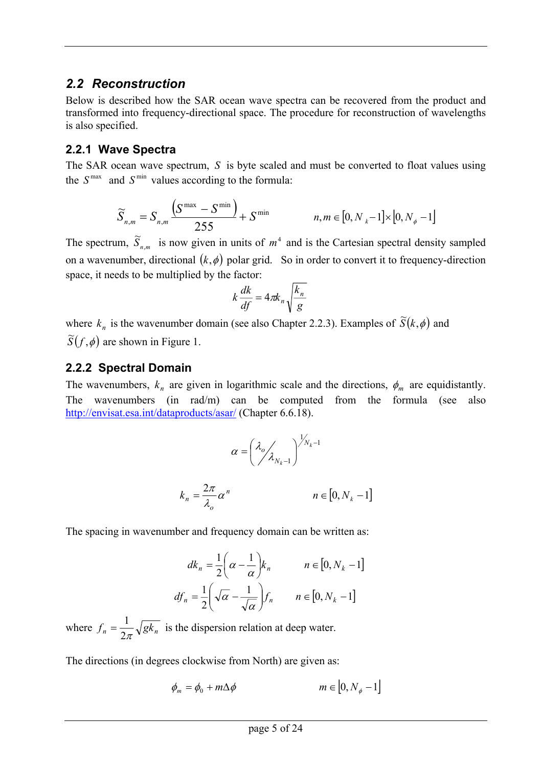## 2.2 Reconstruction

Below is described how the SAR ocean wave spectra can be recovered from the product and transformed into frequency-directional space. The procedure for reconstruction of wavelengths is also specified.

### 2.2.1 Wave Spectra

The SAR ocean wave spectrum, $S$ is byte scaled and must be converted to float values using the $S^{\max}$ and $S^{\min}$ values according to the formula:

$$\widetilde{S}_{n,m} = S_{n,m}\frac{\left(S^{\max} - S^{\min}\right)}{255} + S^{\min} \qquad n,m \in \left[0, N_k - 1\right] \times \left[0, N_\phi - 1\right]$$

The spectrum, $\widetilde{S}_{n,m}$ is now given in units of $m^4$ and is the Cartesian spectral density sampled on a wavenumber, directional $(k,\phi)$ polar grid. So in order to convert it to frequency-direction space, it needs to be multiplied by the factor:

$$k\frac{dk}{df} = 4\pi k_n\sqrt{\frac{k_n}{g}}$$

where $k_n$ is the wavenumber domain (see also Chapter 2.2.3). Examples of $\widetilde{S}(k,\phi)$ and $\widetilde{S}(f,\phi)$ are shown in Figure 1.

### 2.2.2 Spectral Domain

The wavenumbers, $k_n$ are given in logarithmic scale and the directions, $\phi_m$ are equidistantly. The wavenumbers (in rad/m) can be computed from the formula (see also http://envisat.esa.int/dataproducts/asar/ (Chapter 6.6.18).

$$\alpha = \left(\lambda_o / \lambda_{N_k - 1}\right)^{1/N_k - 1}$$

$$k_n = \frac{2\pi}{\lambda_o}\alpha^n \qquad n \in \left[0, N_k - 1\right]$$

The spacing in wavenumber and frequency domain can be written as:

$$dk_n = \frac{1}{2}\left(\alpha - \frac{1}{\alpha}\right)k_n \qquad n \in \left[0, N_k - 1\right]$$

$$df_n = \frac{1}{2}\left(\sqrt{\alpha} - \frac{1}{\sqrt{\alpha}}\right)f_n \qquad n \in \left[0, N_k - 1\right]$$

where $f_n = \frac{1}{2\pi}\sqrt{gk_n}$ is the dispersion relation at deep water.

The directions (in degrees clockwise from North) are given as:

$$\phi_m = \phi_0 + m\Delta\phi \qquad m \in \left[0, N_\phi - 1\right]$$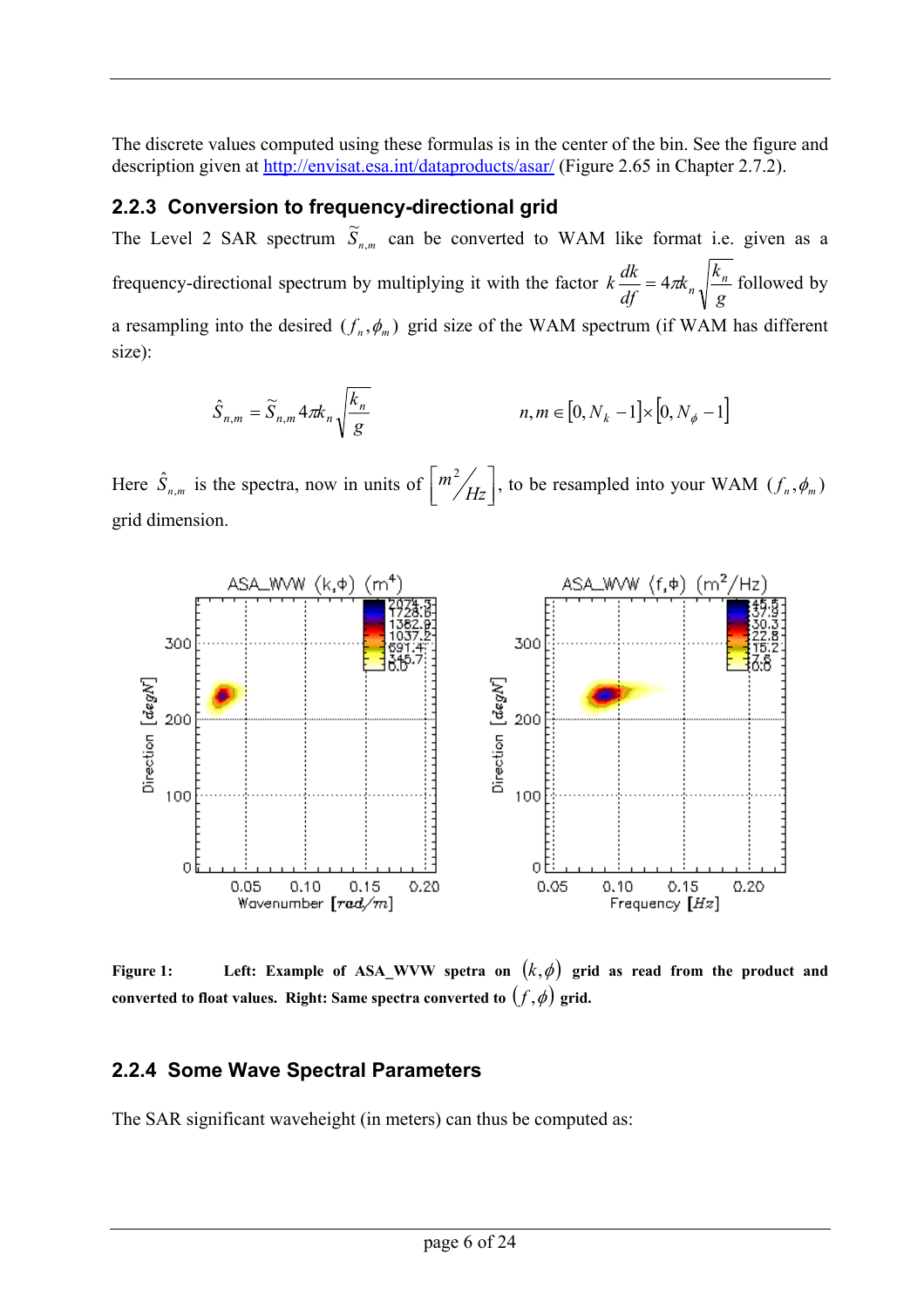The discrete values computed using these formulas is in the center of the bin. See the figure and description given at http://envisat.esa.int/dataproducts/asar/ (Figure 2.65 in Chapter 2.7.2).

### 2.2.3 Conversion to frequency-directional grid

The Level 2 SAR spectrum $\tilde{S}_{n,m}$ can be converted to WAM like format i.e. given as a frequency-directional spectrum by multiplying it with the factor $k\frac{dk}{df} = 4\pi k_n\sqrt{\frac{k_n}{g}}$ followed by a resampling into the desired $(f_n, \phi_m)$ grid size of the WAM spectrum (if WAM has different size):

$$\hat{S}_{n,m} = \tilde{S}_{n,m} 4\pi k_n \sqrt{\frac{k_n}{g}} \qquad\qquad n,m \in [0, N_k - 1] \times [0, N_\phi - 1]$$

Here $\hat{S}_{n,m}$ is the spectra, now in units of $\left[ m^2/Hz \right]$, to be resampled into your WAM $(f_n, \phi_m)$ grid dimension.

**Figure 1: Left: Example of ASA_WVW spetra on $(k,\phi)$ grid as read from the product and converted to float values. Right: Same spectra converted to $(f,\phi)$ grid.**

### 2.2.4 Some Wave Spectral Parameters

The SAR significant waveheight (in meters) can thus be computed as: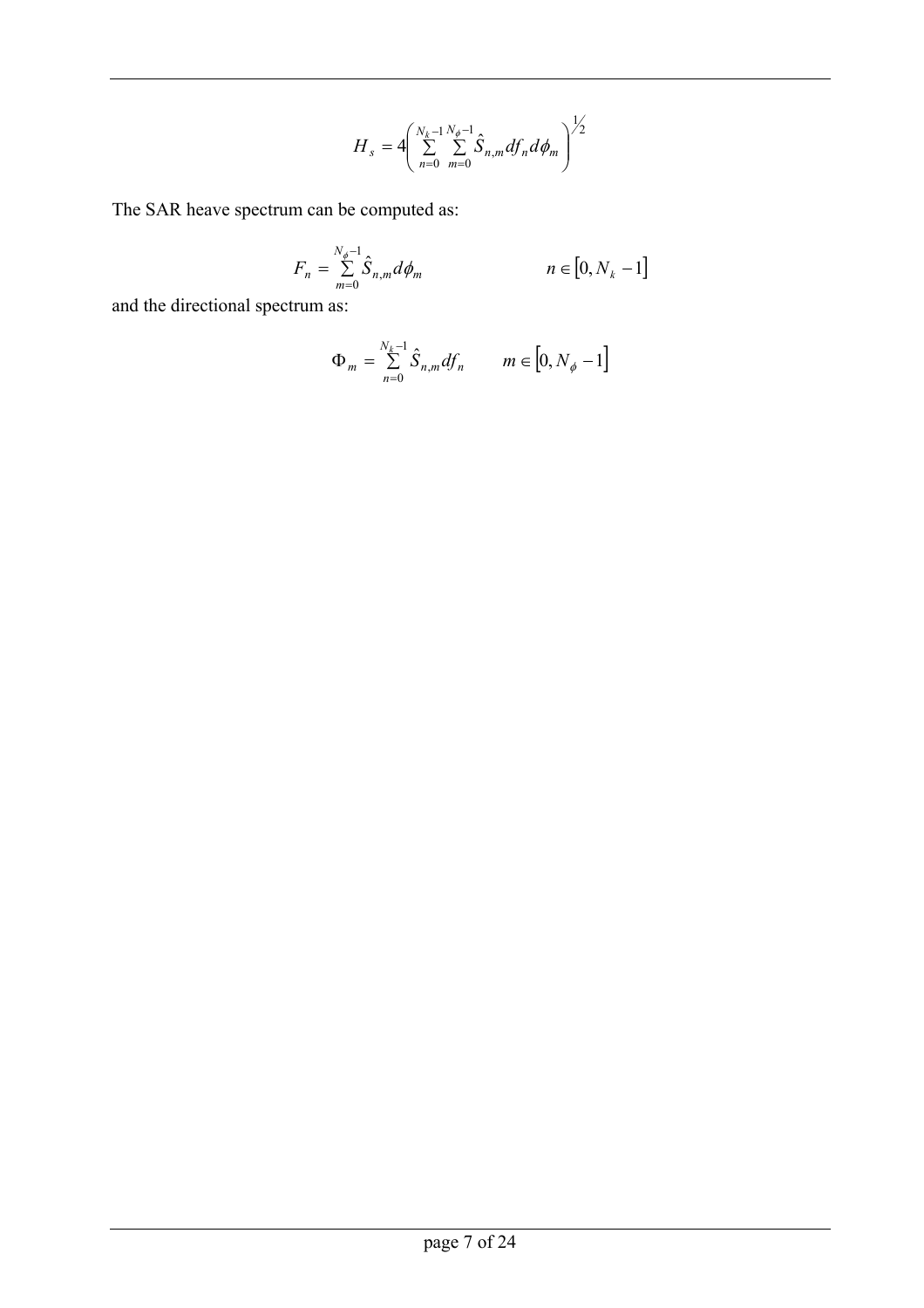$$H_s = 4\left( \sum_{n=0}^{N_k - 1} \sum_{m=0}^{N_\phi - 1} \hat{S}_{n,m} df_n d\phi_m \right)^{1/2}$$

The SAR heave spectrum can be computed as:

$$F_n = \sum_{m=0}^{N_\phi - 1} \hat{S}_{n,m} d\phi_m \qquad\qquad n \in [0, N_k - 1]$$

and the directional spectrum as:

$$\Phi_m = \sum_{n=0}^{N_k - 1} \hat{S}_{n,m} df_n \qquad m \in [0, N_\phi - 1]$$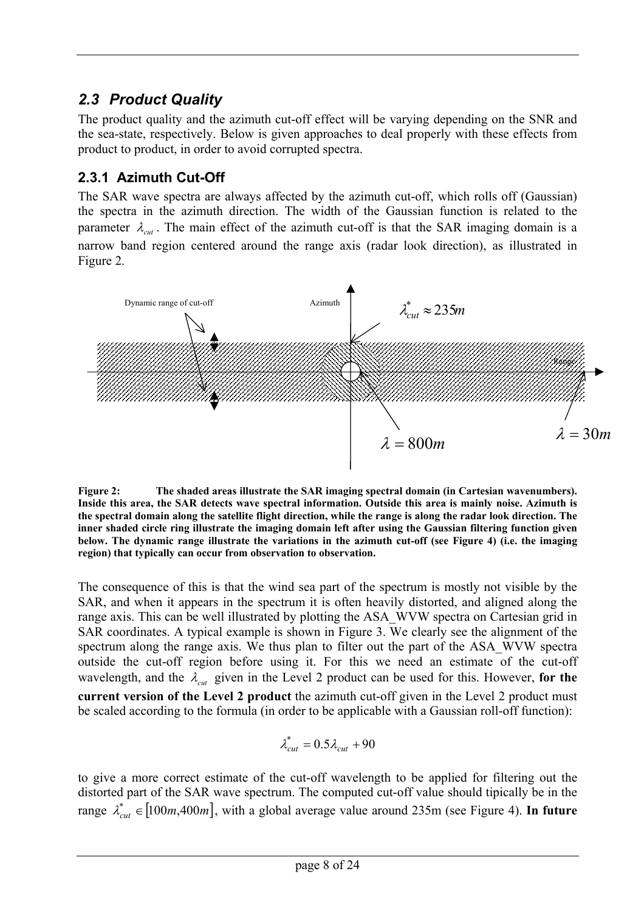## 2.3 Product Quality

The product quality and the azimuth cut-off effect will be varying depending on the SNR and the sea-state, respectively. Below is given approaches to deal properly with these effects from product to product, in order to avoid corrupted spectra.

### 2.3.1 Azimuth Cut-Off

The SAR wave spectra are always affected by the azimuth cut-off, which rolls off (Gaussian) the spectra in the azimuth direction. The width of the Gaussian function is related to the parameter $\lambda_{cut}$. The main effect of the azimuth cut-off is that the SAR imaging domain is a narrow band region centered around the range axis (radar look direction), as illustrated in Figure 2.

**Figure 2: The shaded areas illustrate the SAR imaging spectral domain (in Cartesian wavenumbers). Inside this area, the SAR detects wave spectral information. Outside this area is mainly noise. Azimuth is the spectral domain along the satellite flight direction, while the range is along the radar look direction. The inner shaded circle ring illustrate the imaging domain left after using the Gaussian filtering function given below. The dynamic range illustrate the variations in the azimuth cut-off (see Figure 4) (i.e. the imaging region) that typically can occur from observation to observation.**

The consequence of this is that the wind sea part of the spectrum is mostly not visible by the SAR, and when it appears in the spectrum it is often heavily distorted, and aligned along the range axis. This can be well illustrated by plotting the ASA_WVW spectra on Cartesian grid in SAR coordinates. A typical example is shown in Figure 3. We clearly see the alignment of the spectrum along the range axis. We thus plan to filter out the part of the ASA_WVW spectra outside the cut-off region before using it. For this we need an estimate of the cut-off wavelength, and the $\lambda_{cut}$ given in the Level 2 product can be used for this. However, **for the current version of the Level 2 product** the azimuth cut-off given in the Level 2 product must be scaled according to the formula (in order to be applicable with a Gaussian roll-off function):

$$\lambda^*_{cut} = 0.5\lambda_{cut} + 90$$

to give a more correct estimate of the cut-off wavelength to be applied for filtering out the distorted part of the SAR wave spectrum. The computed cut-off value should tipically be in the range $\lambda^*_{cut} \in [100m, 400m]$, with a global average value around 235m (see Figure 4). **In future**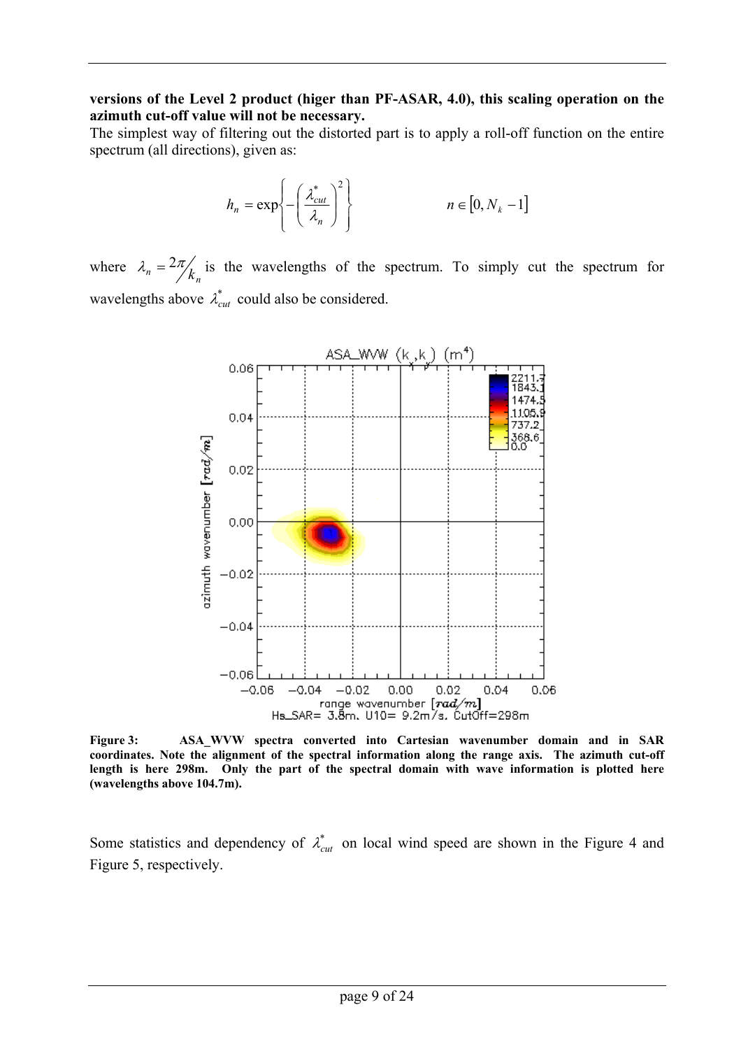**versions of the Level 2 product (higer than PF-ASAR, 4.0), this scaling operation on the azimuth cut-off value will not be necessary.**

The simplest way of filtering out the distorted part is to apply a roll-off function on the entire spectrum (all directions), given as:

$$h_n = \exp\left\{-\left(\frac{\lambda_{cut}^*}{\lambda_n}\right)^2\right\} \qquad n \in [0, N_k - 1]$$

where $\lambda_n = 2\pi / k_n$ is the wavelengths of the spectrum. To simply cut the spectrum for wavelengths above $\lambda_{cut}^*$ could also be considered.

**Figure 3: ASA_WVW spectra converted into Cartesian wavenumber domain and in SAR coordinates. Note the alignment of the spectral information along the range axis. The azimuth cut-off length is here 298m. Only the part of the spectral domain with wave information is plotted here (wavelengths above 104.7m).**

Some statistics and dependency of $\lambda_{cut}^*$ on local wind speed are shown in the Figure 4 and Figure 5, respectively.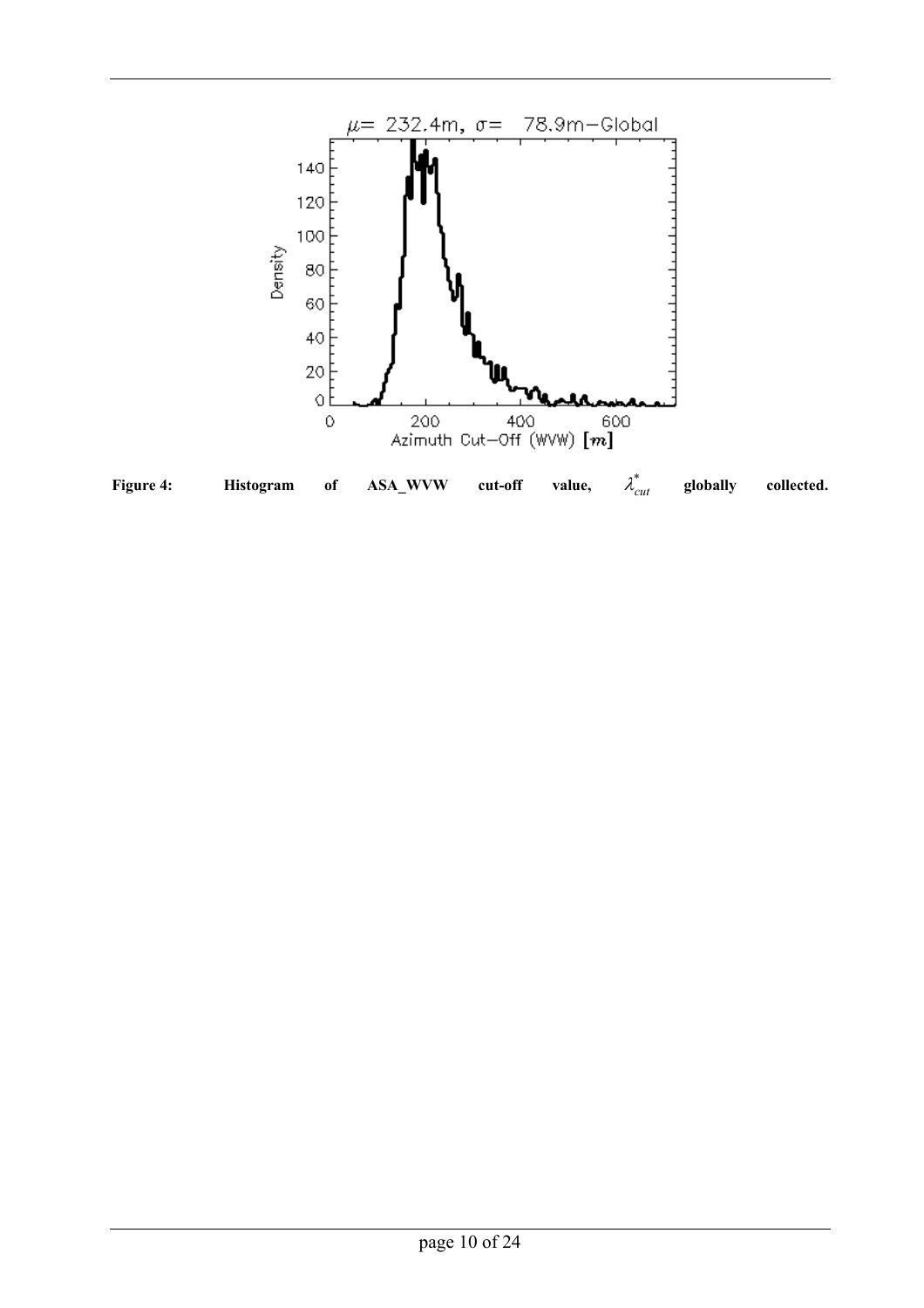**Figure 4: Histogram of ASA_WVW cut-off value, $\lambda^*_{cut}$ globally collected.**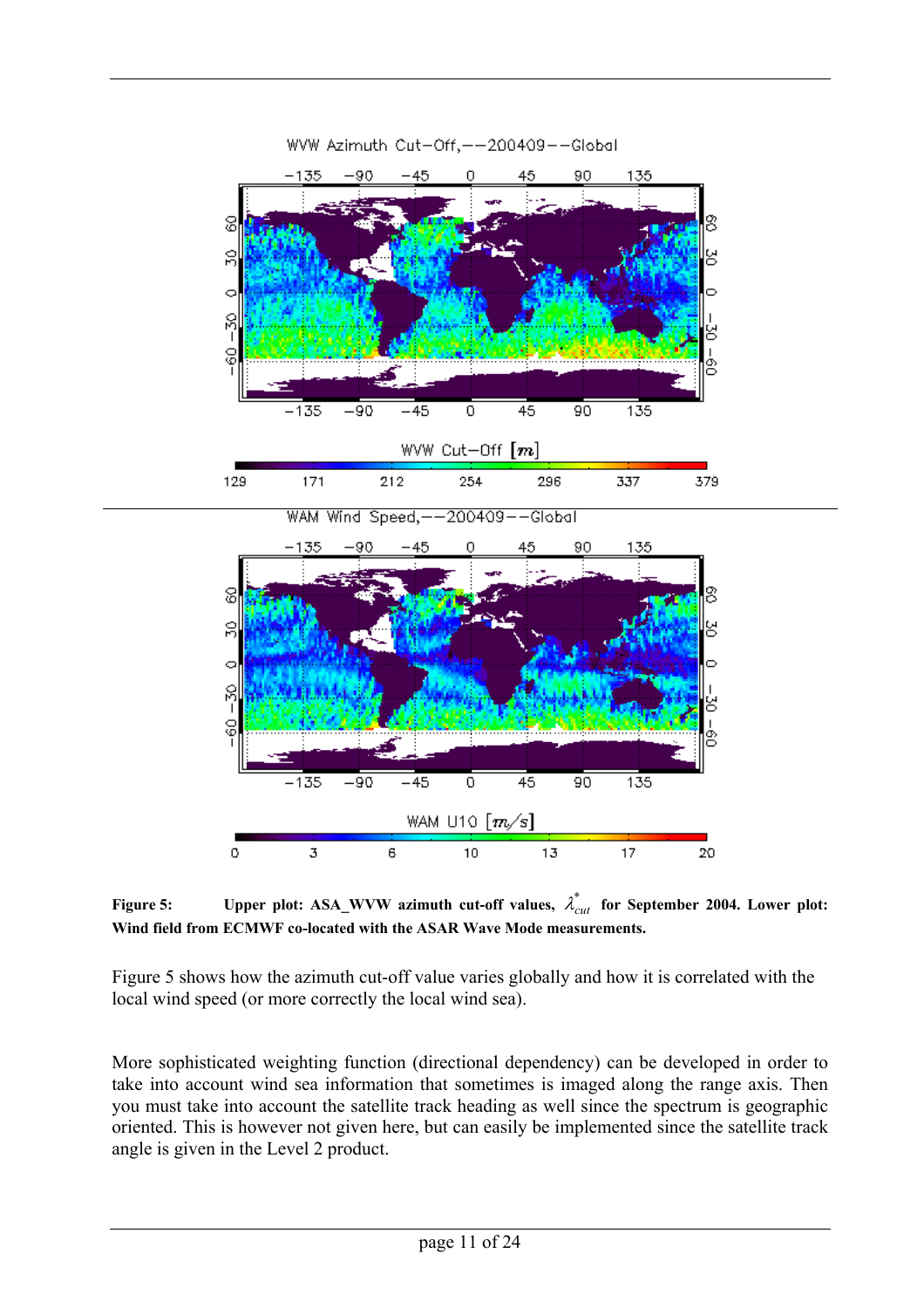**Figure 5: Upper plot: ASA_WVW azimuth cut-off values, $\lambda^*_{cut}$ for September 2004. Lower plot: Wind field from ECMWF co-located with the ASAR Wave Mode measurements.**

Figure 5 shows how the azimuth cut-off value varies globally and how it is correlated with the local wind speed (or more correctly the local wind sea).

More sophisticated weighting function (directional dependency) can be developed in order to take into account wind sea information that sometimes is imaged along the range axis. Then you must take into account the satellite track heading as well since the spectrum is geographic oriented. This is however not given here, but can easily be implemented since the satellite track angle is given in the Level 2 product.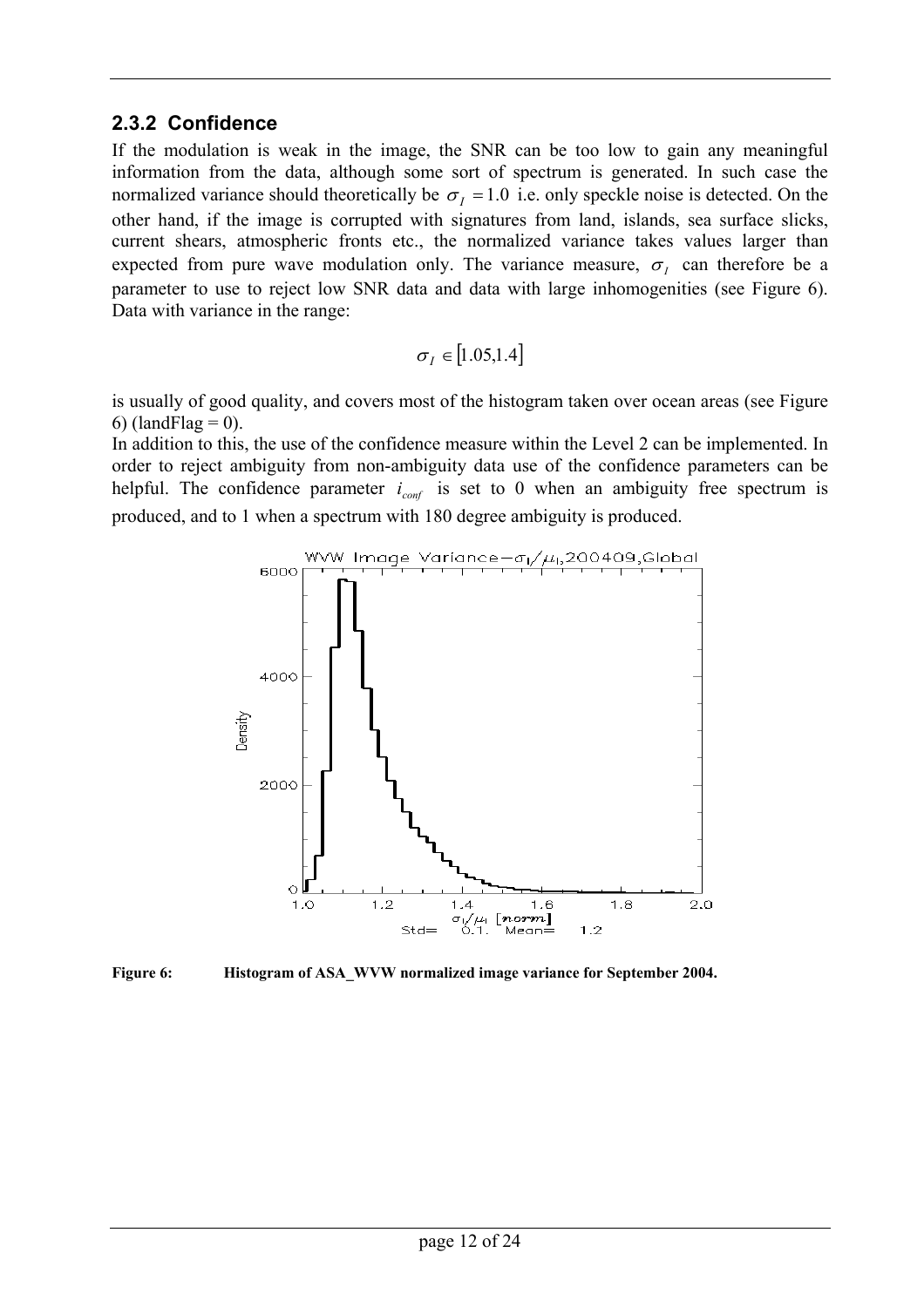### 2.3.2 Confidence

If the modulation is weak in the image, the SNR can be too low to gain any meaningful information from the data, although some sort of spectrum is generated. In such case the normalized variance should theoretically be $\sigma_I = 1.0$ i.e. only speckle noise is detected. On the other hand, if the image is corrupted with signatures from land, islands, sea surface slicks, current shears, atmospheric fronts etc., the normalized variance takes values larger than expected from pure wave modulation only. The variance measure, $\sigma_I$ can therefore be a parameter to use to reject low SNR data and data with large inhomogenities (see Figure 6). Data with variance in the range:

$$\sigma_I \in [1.05, 1.4]$$

is usually of good quality, and covers most of the histogram taken over ocean areas (see Figure 6) (landFlag = 0).

In addition to this, the use of the confidence measure within the Level 2 can be implemented. In order to reject ambiguity from non-ambiguity data use of the confidence parameters can be helpful. The confidence parameter $i_{conf}$ is set to 0 when an ambiguity free spectrum is produced, and to 1 when a spectrum with 180 degree ambiguity is produced.

**Figure 6: Histogram of ASA_WVW normalized image variance for September 2004.**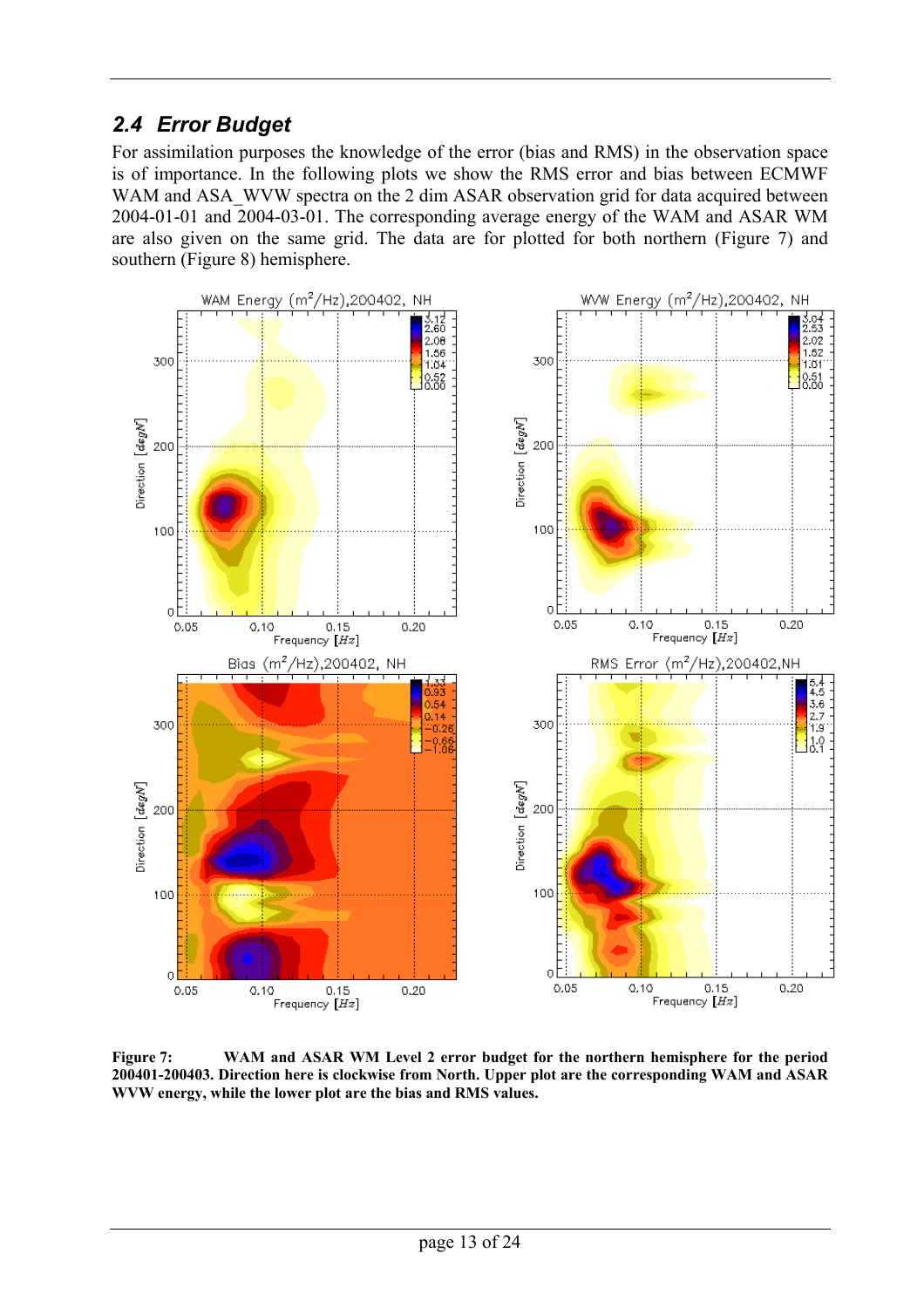## *2.4 Error Budget*

For assimilation purposes the knowledge of the error (bias and RMS) in the observation space is of importance. In the following plots we show the RMS error and bias between ECMWF WAM and ASA_WVW spectra on the 2 dim ASAR observation grid for data acquired between 2004-01-01 and 2004-03-01. The corresponding average energy of the WAM and ASAR WM are also given on the same grid. The data are for plotted for both northern (Figure 7) and southern (Figure 8) hemisphere.

**Figure 7: WAM and ASAR WM Level 2 error budget for the northern hemisphere for the period 200401-200403. Direction here is clockwise from North. Upper plot are the corresponding WAM and ASAR WVW energy, while the lower plot are the bias and RMS values.**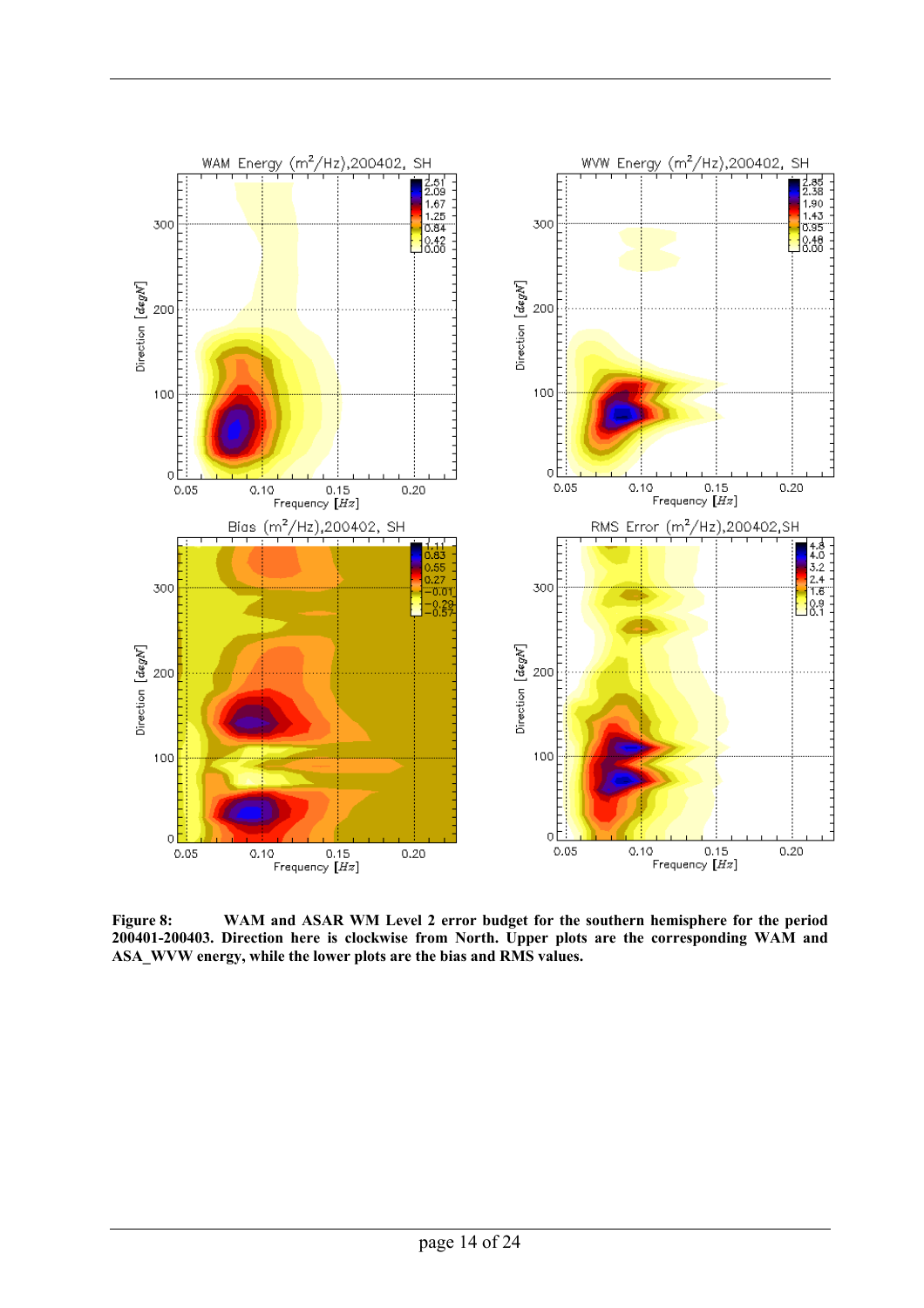**Figure 8:** WAM and ASAR WM Level 2 error budget for the southern hemisphere for the period 200401-200403. Direction here is clockwise from North. Upper plots are the corresponding WAM and ASA_WVW energy, while the lower plots are the bias and RMS values.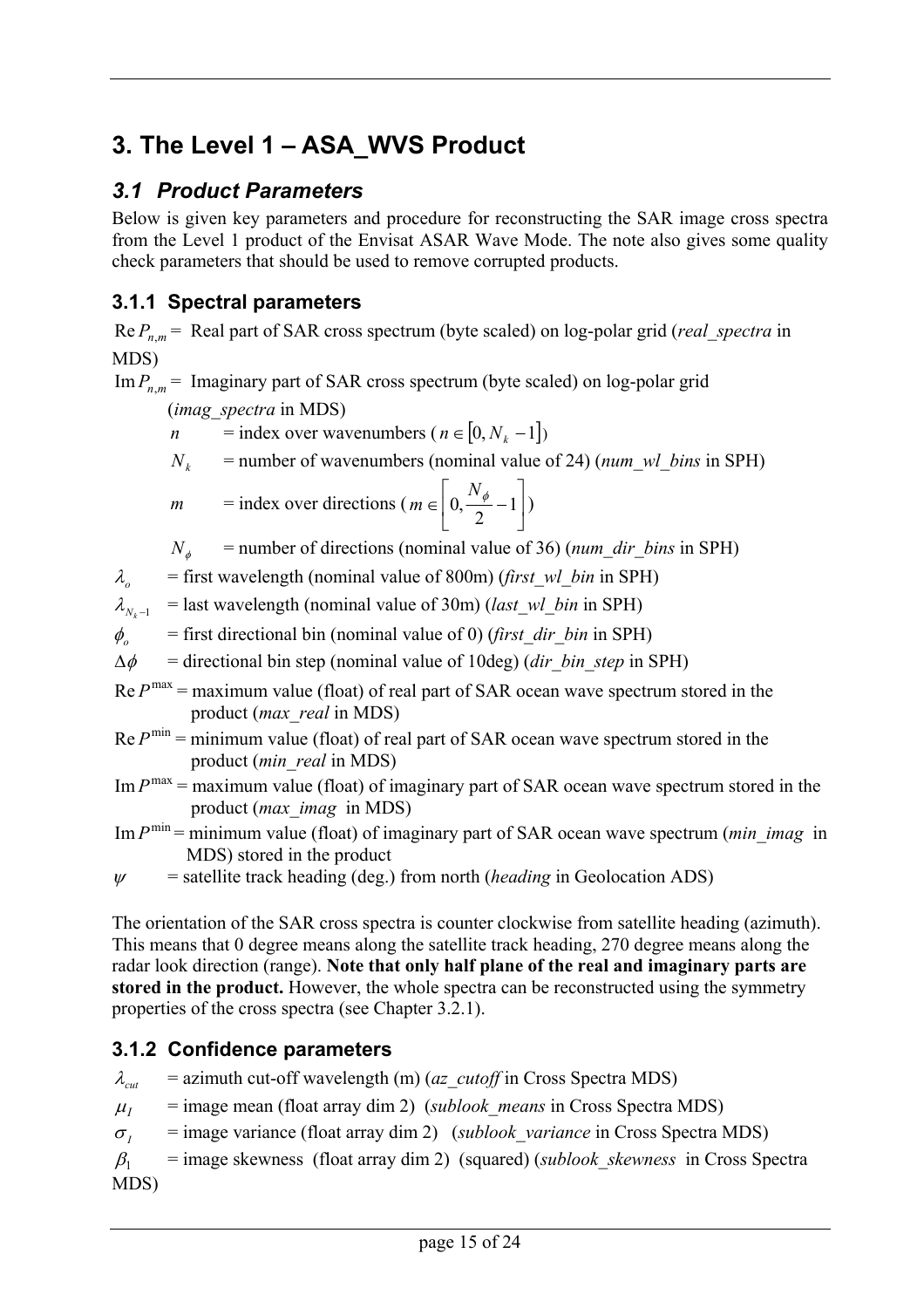# 3. The Level 1 – ASA_WVS Product

## 3.1 Product Parameters

Below is given key parameters and procedure for reconstructing the SAR image cross spectra from the Level 1 product of the Envisat ASAR Wave Mode. The note also gives some quality check parameters that should be used to remove corrupted products.

### 3.1.1 Spectral parameters

$\operatorname{Re} P_{n,m}$ = Real part of SAR cross spectrum (byte scaled) on log-polar grid (*real_spectra* in MDS)

$\operatorname{Im} P_{n,m}$ = Imaginary part of SAR cross spectrum (byte scaled) on log-polar grid (*imag_spectra* in MDS)

- $n$ = index over wavenumbers ($n \in [0, N_k - 1]$)
- $N_k$ = number of wavenumbers (nominal value of 24) (*num_wl_bins* in SPH)
- $m$ = index over directions ($m \in \left[0, \frac{N_\phi}{2} - 1\right]$)
- $N_\phi$ = number of directions (nominal value of 36) (*num_dir_bins* in SPH)

$\lambda_o$ = first wavelength (nominal value of 800m) (*first_wl_bin* in SPH)

$\lambda_{N_k-1}$ = last wavelength (nominal value of 30m) (*last_wl_bin* in SPH)

$\phi_o$ = first directional bin (nominal value of 0) (*first_dir_bin* in SPH)

$\Delta\phi$ = directional bin step (nominal value of 10deg) (*dir_bin_step* in SPH)

$\operatorname{Re} P^{\max}$ = maximum value (float) of real part of SAR ocean wave spectrum stored in the product (*max_real* in MDS)

$\operatorname{Re} P^{\min}$ = minimum value (float) of real part of SAR ocean wave spectrum stored in the product (*min_real* in MDS)

$\operatorname{Im} P^{\max}$ = maximum value (float) of imaginary part of SAR ocean wave spectrum stored in the product (*max_imag* in MDS)

$\operatorname{Im} P^{\min}$ = minimum value (float) of imaginary part of SAR ocean wave spectrum (*min_imag* in MDS) stored in the product

$\psi$ = satellite track heading (deg.) from north (*heading* in Geolocation ADS)

The orientation of the SAR cross spectra is counter clockwise from satellite heading (azimuth). This means that 0 degree means along the satellite track heading, 270 degree means along the radar look direction (range). **Note that only half plane of the real and imaginary parts are stored in the product.** However, the whole spectra can be reconstructed using the symmetry properties of the cross spectra (see Chapter 3.2.1).

### 3.1.2 Confidence parameters

$\lambda_{cut}$ = azimuth cut-off wavelength (m) (*az_cutoff* in Cross Spectra MDS)

$\mu_I$ = image mean (float array dim 2) (*sublook_means* in Cross Spectra MDS)

$\sigma_I$ = image variance (float array dim 2) (*sublook_variance* in Cross Spectra MDS)

$\beta_1$ = image skewness (float array dim 2) (squared) (*sublook_skewness* in Cross Spectra MDS)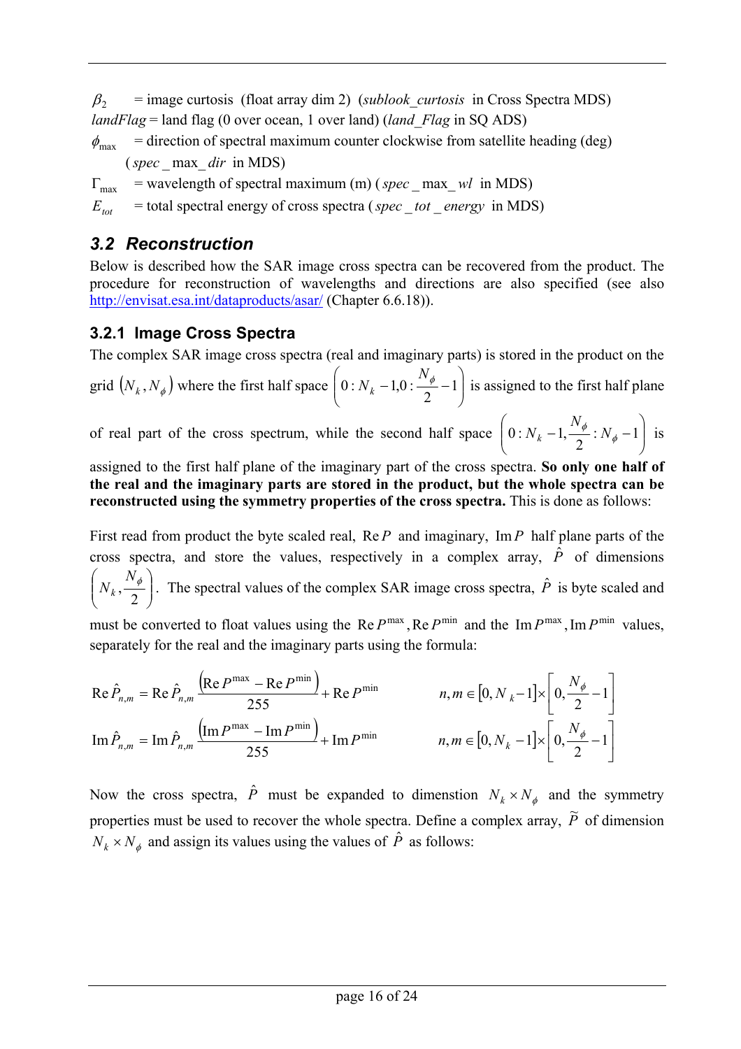$\beta_2$ = image curtosis (float array dim 2) (*sublook_curtosis* in Cross Spectra MDS)
*landFlag* = land flag (0 over ocean, 1 over land) (*land_Flag* in SQ ADS)
$\phi_{\max}$ = direction of spectral maximum counter clockwise from satellite heading (deg) (*spec_max_dir* in MDS)
$\Gamma_{\max}$ = wavelength of spectral maximum (m) (*spec_max_wl* in MDS)
$E_{tot}$ = total spectral energy of cross spectra (*spec_tot_energy* in MDS)

## *3.2 Reconstruction*

Below is described how the SAR image cross spectra can be recovered from the product. The procedure for reconstruction of wavelengths and directions are also specified (see also http://envisat.esa.int/dataproducts/asar/ (Chapter 6.6.18)).

### 3.2.1 Image Cross Spectra

The complex SAR image cross spectra (real and imaginary parts) is stored in the product on the grid $(N_k, N_\phi)$ where the first half space $\left(0:N_k-1, 0:\frac{N_\phi}{2}-1\right)$ is assigned to the first half plane of real part of the cross spectrum, while the second half space $\left(0:N_k-1, \frac{N_\phi}{2}:N_\phi-1\right)$ is assigned to the first half plane of the imaginary part of the cross spectra. **So only one half of the real and the imaginary parts are stored in the product, but the whole spectra can be reconstructed using the symmetry properties of the cross spectra.** This is done as follows:

First read from product the byte scaled real, $\operatorname{Re} P$ and imaginary, $\operatorname{Im} P$ half plane parts of the cross spectra, and store the values, respectively in a complex array, $\hat{P}$ of dimensions $\left(N_k, \frac{N_\phi}{2}\right)$. The spectral values of the complex SAR image cross spectra, $\hat{P}$ is byte scaled and must be converted to float values using the $\operatorname{Re} P^{\max}, \operatorname{Re} P^{\min}$ and the $\operatorname{Im} P^{\max}, \operatorname{Im} P^{\min}$ values, separately for the real and the imaginary parts using the formula:

$$\operatorname{Re}\hat{P}_{n,m} = \operatorname{Re}\hat{P}_{n,m}\frac{\left(\operatorname{Re}P^{\max}-\operatorname{Re}P^{\min}\right)}{255}+\operatorname{Re}P^{\min} \qquad n,m \in [0, N_k-1]\times\left[0, \frac{N_\phi}{2}-1\right]$$

$$\operatorname{Im}\hat{P}_{n,m} = \operatorname{Im}\hat{P}_{n,m}\frac{\left(\operatorname{Im}P^{\max}-\operatorname{Im}P^{\min}\right)}{255}+\operatorname{Im}P^{\min} \qquad n,m \in [0, N_k-1]\times\left[0, \frac{N_\phi}{2}-1\right]$$

Now the cross spectra, $\hat{P}$ must be expanded to dimenstion $N_k \times N_\phi$ and the symmetry properties must be used to recover the whole spectra. Define a complex array, $\widetilde{P}$ of dimension $N_k \times N_\phi$ and assign its values using the values of $\hat{P}$ as follows: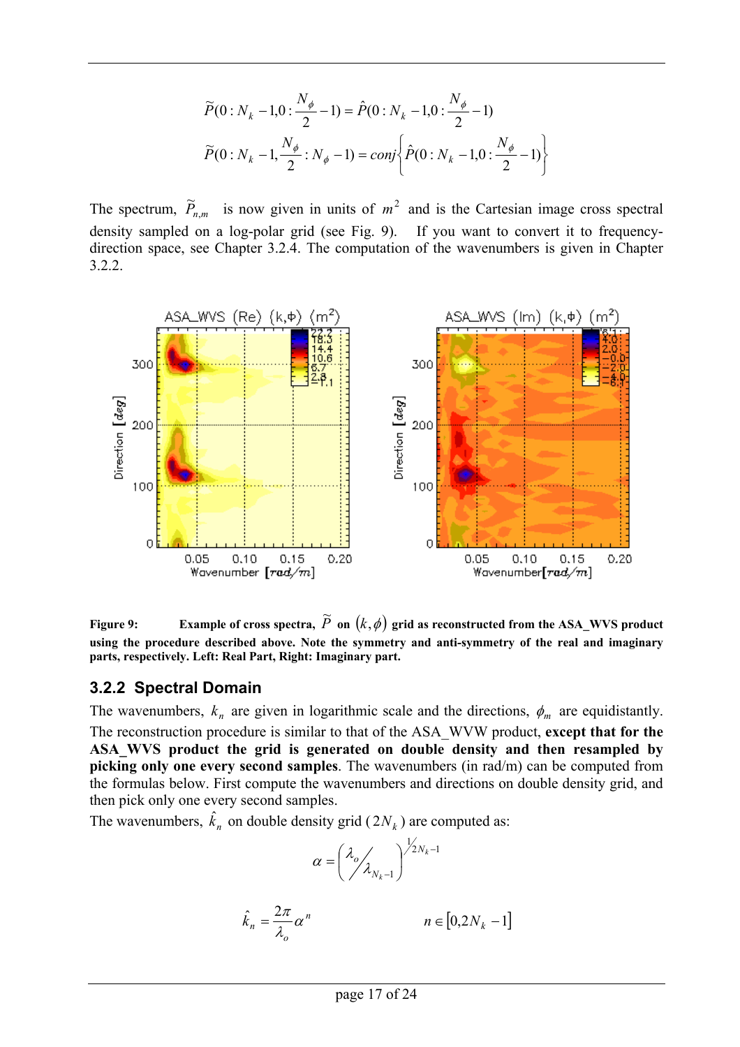$$\widetilde{P}(0:N_k-1, 0:\frac{N_\phi}{2}-1) = \hat{P}(0:N_k-1, 0:\frac{N_\phi}{2}-1)$$

$$\widetilde{P}(0:N_k-1, \frac{N_\phi}{2}:N_\phi-1) = conj\left\{\hat{P}(0:N_k-1, 0:\frac{N_\phi}{2}-1)\right\}$$

The spectrum, $\widetilde{P}_{n,m}$ is now given in units of $m^2$ and is the Cartesian image cross spectral density sampled on a log-polar grid (see Fig. 9). If you want to convert it to frequency-direction space, see Chapter 3.2.4. The computation of the wavenumbers is given in Chapter 3.2.2.

**Figure 9: Example of cross spectra, $\widetilde{P}$ on $(k,\phi)$ grid as reconstructed from the ASA_WVS product using the procedure described above. Note the symmetry and anti-symmetry of the real and imaginary parts, respectively. Left: Real Part, Right: Imaginary part.**

### 3.2.2 Spectral Domain

The wavenumbers, $k_n$ are given in logarithmic scale and the directions, $\phi_m$ are equidistantly. The reconstruction procedure is similar to that of the ASA_WVW product, **except that for the ASA_WVS product the grid is generated on double density and then resampled by picking only one every second samples**. The wavenumbers (in rad/m) can be computed from the formulas below. First compute the wavenumbers and directions on double density grid, and then pick only one every second samples.

The wavenumbers, $\hat{k}_n$ on double density grid ($2N_k$) are computed as:

$$\alpha = \left(\lambda_o / \lambda_{N_k-1}\right)^{1/2N_k-1}$$

$$\hat{k}_n = \frac{2\pi}{\lambda_o}\alpha^n \qquad n \in [0, 2N_k-1]$$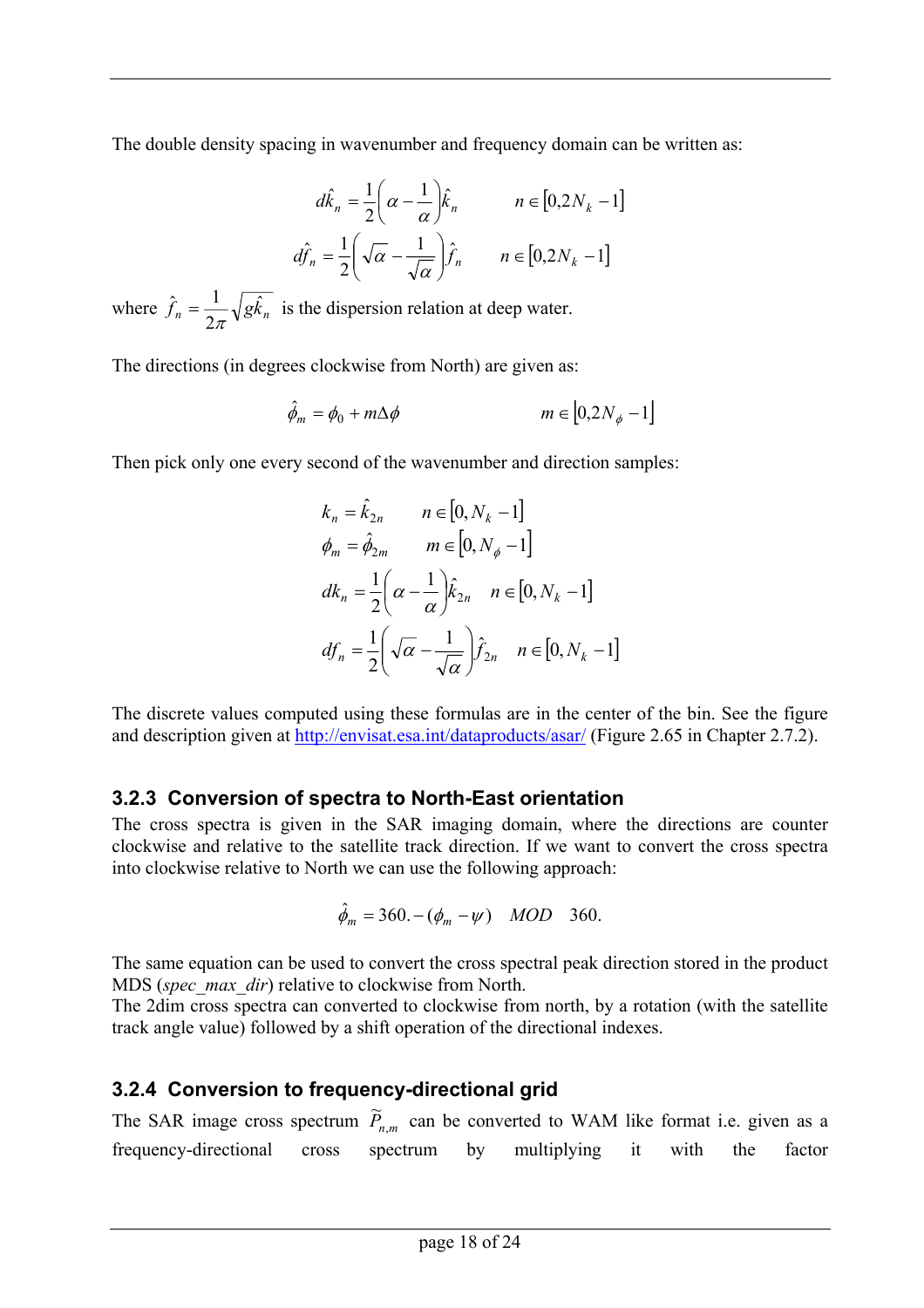The double density spacing in wavenumber and frequency domain can be written as:

$$d\hat{k}_n = \frac{1}{2}\left(\alpha - \frac{1}{\alpha}\right)\hat{k}_n \qquad n \in [0, 2N_k - 1]$$

$$d\hat{f}_n = \frac{1}{2}\left(\sqrt{\alpha} - \frac{1}{\sqrt{\alpha}}\right)\hat{f}_n \qquad n \in [0, 2N_k - 1]$$

where $\hat{f}_n = \frac{1}{2\pi}\sqrt{g\hat{k}_n}$ is the dispersion relation at deep water.

The directions (in degrees clockwise from North) are given as:

$$\hat{\phi}_m = \phi_0 + m\Delta\phi \qquad m \in [0, 2N_\phi - 1]$$

Then pick only one every second of the wavenumber and direction samples:

$$k_n = \hat{k}_{2n} \qquad n \in [0, N_k - 1]$$

$$\phi_m = \hat{\phi}_{2m} \qquad m \in [0, N_\phi - 1]$$

$$dk_n = \frac{1}{2}\left(\alpha - \frac{1}{\alpha}\right)\hat{k}_{2n} \quad n \in [0, N_k - 1]$$

$$df_n = \frac{1}{2}\left(\sqrt{\alpha} - \frac{1}{\sqrt{\alpha}}\right)\hat{f}_{2n} \quad n \in [0, N_k - 1]$$

The discrete values computed using these formulas are in the center of the bin. See the figure and description given at http://envisat.esa.int/dataproducts/asar/ (Figure 2.65 in Chapter 2.7.2).

### 3.2.3 Conversion of spectra to North-East orientation

The cross spectra is given in the SAR imaging domain, where the directions are counter clockwise and relative to the satellite track direction. If we want to convert the cross spectra into clockwise relative to North we can use the following approach:

$$\hat{\phi}_m = 360. - (\phi_m - \psi) \quad MOD \quad 360.$$

The same equation can be used to convert the cross spectral peak direction stored in the product MDS (*spec_max_dir*) relative to clockwise from North.
The 2dim cross spectra can converted to clockwise from north, by a rotation (with the satellite track angle value) followed by a shift operation of the directional indexes.

### 3.2.4 Conversion to frequency-directional grid

The SAR image cross spectrum $\widetilde{P}_{n,m}$ can be converted to WAM like format i.e. given as a frequency-directional cross spectrum by multiplying it with the factor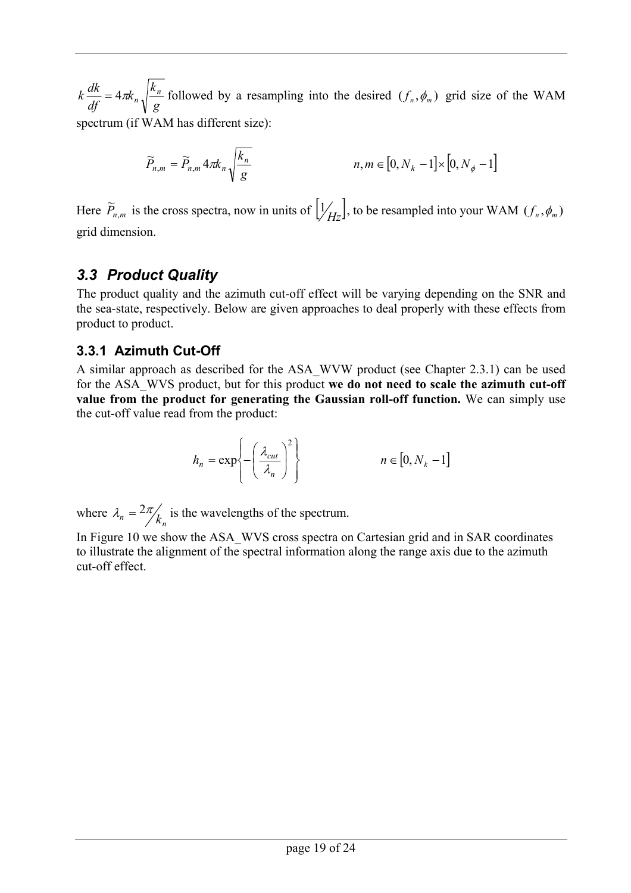$k \dfrac{dk}{df} = 4\pi k_n \sqrt{\dfrac{k_n}{g}}$ followed by a resampling into the desired $(f_n, \phi_m)$ grid size of the WAM spectrum (if WAM has different size):

$$\widetilde{P}_{n,m} = \widetilde{P}_{n,m} 4\pi k_n \sqrt{\frac{k_n}{g}} \qquad\qquad n, m \in [0, N_k - 1] \times [0, N_\phi - 1]$$

Here $\widetilde{P}_{n,m}$ is the cross spectra, now in units of $\left[ \frac{1}{Hz} \right]$, to be resampled into your WAM $(f_n, \phi_m)$ grid dimension.

## *3.3 Product Quality*

The product quality and the azimuth cut-off effect will be varying depending on the SNR and the sea-state, respectively. Below are given approaches to deal properly with these effects from product to product.

### 3.3.1 Azimuth Cut-Off

A similar approach as described for the ASA_WVW product (see Chapter 2.3.1) can be used for the ASA_WVS product, but for this product **we do not need to scale the azimuth cut-off value from the product for generating the Gaussian roll-off function.** We can simply use the cut-off value read from the product:

$$h_n = \exp\left\{ -\left( \frac{\lambda_{cut}}{\lambda_n} \right)^2 \right\} \qquad\qquad n \in [0, N_k - 1]$$

where $\lambda_n = \frac{2\pi}{k_n}$ is the wavelengths of the spectrum.

In Figure 10 we show the ASA_WVS cross spectra on Cartesian grid and in SAR coordinates to illustrate the alignment of the spectral information along the range axis due to the azimuth cut-off effect.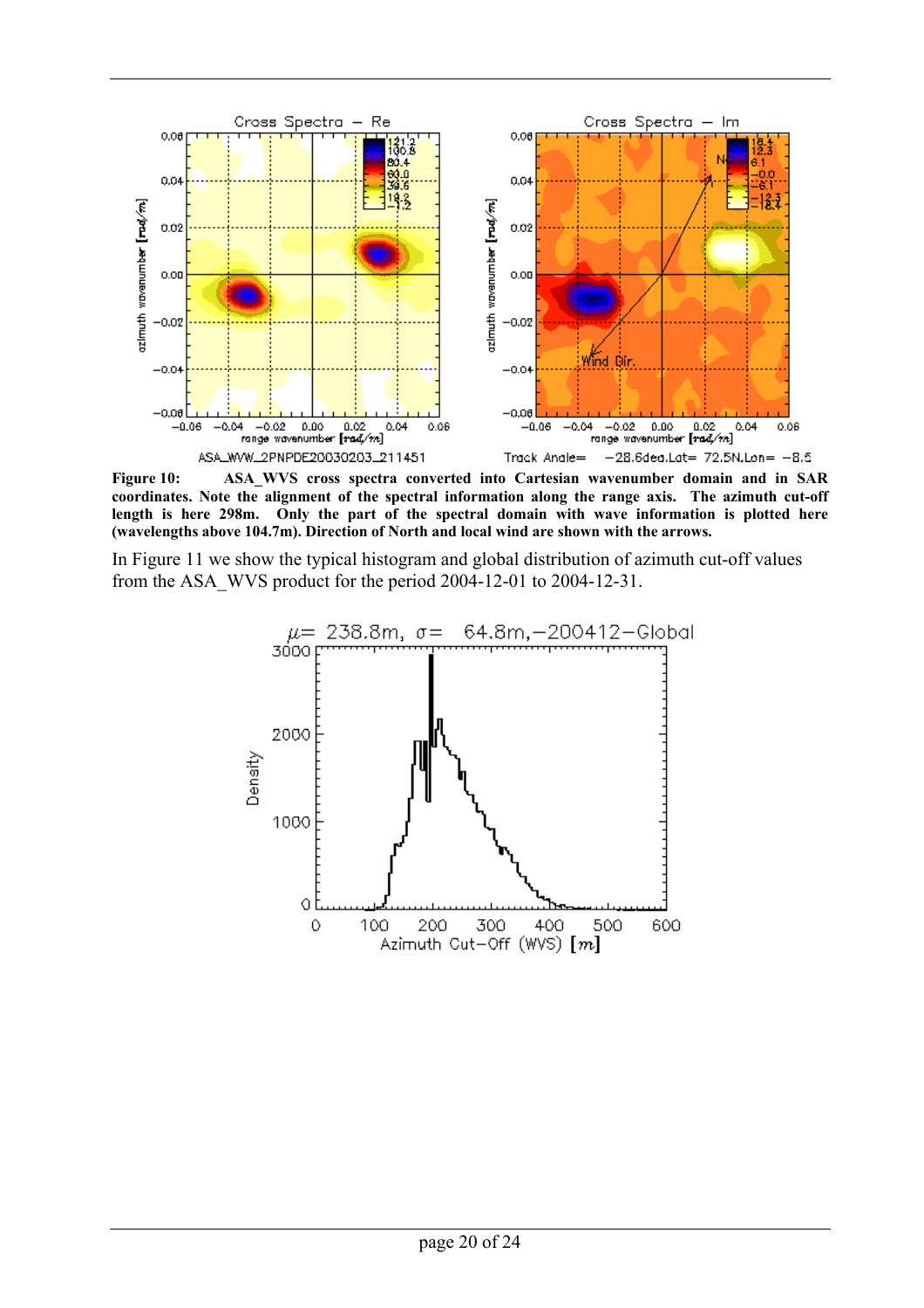**Figure 10: ASA_WVS cross spectra converted into Cartesian wavenumber domain and in SAR coordinates. Note the alignment of the spectral information along the range axis. The azimuth cut-off length is here 298m. Only the part of the spectral domain with wave information is plotted here (wavelengths above 104.7m). Direction of North and local wind are shown with the arrows.**

In Figure 11 we show the typical histogram and global distribution of azimuth cut-off values from the ASA_WVS product for the period 2004-12-01 to 2004-12-31.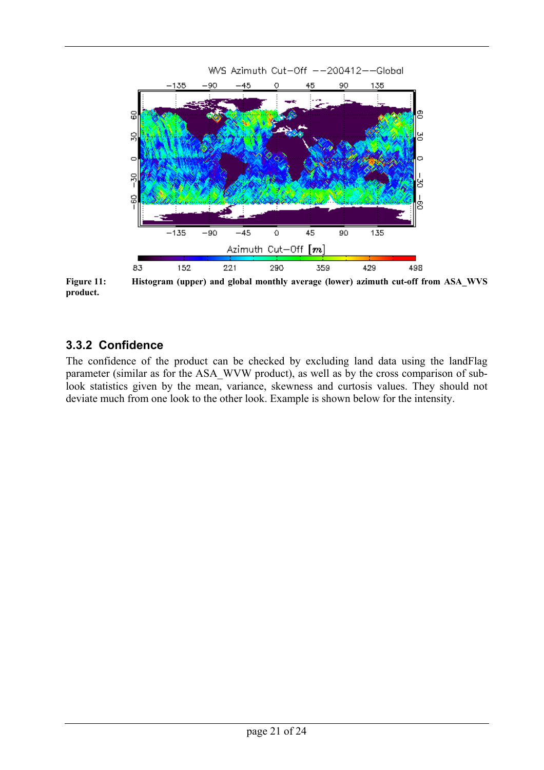**Figure 11:** **Histogram (upper) and global monthly average (lower) azimuth cut-off from ASA_WVS product.**

### 3.3.2 Confidence

The confidence of the product can be checked by excluding land data using the landFlag parameter (similar as for the ASA_WVW product), as well as by the cross comparison of sub-look statistics given by the mean, variance, skewness and curtosis values. They should not deviate much from one look to the other look. Example is shown below for the intensity.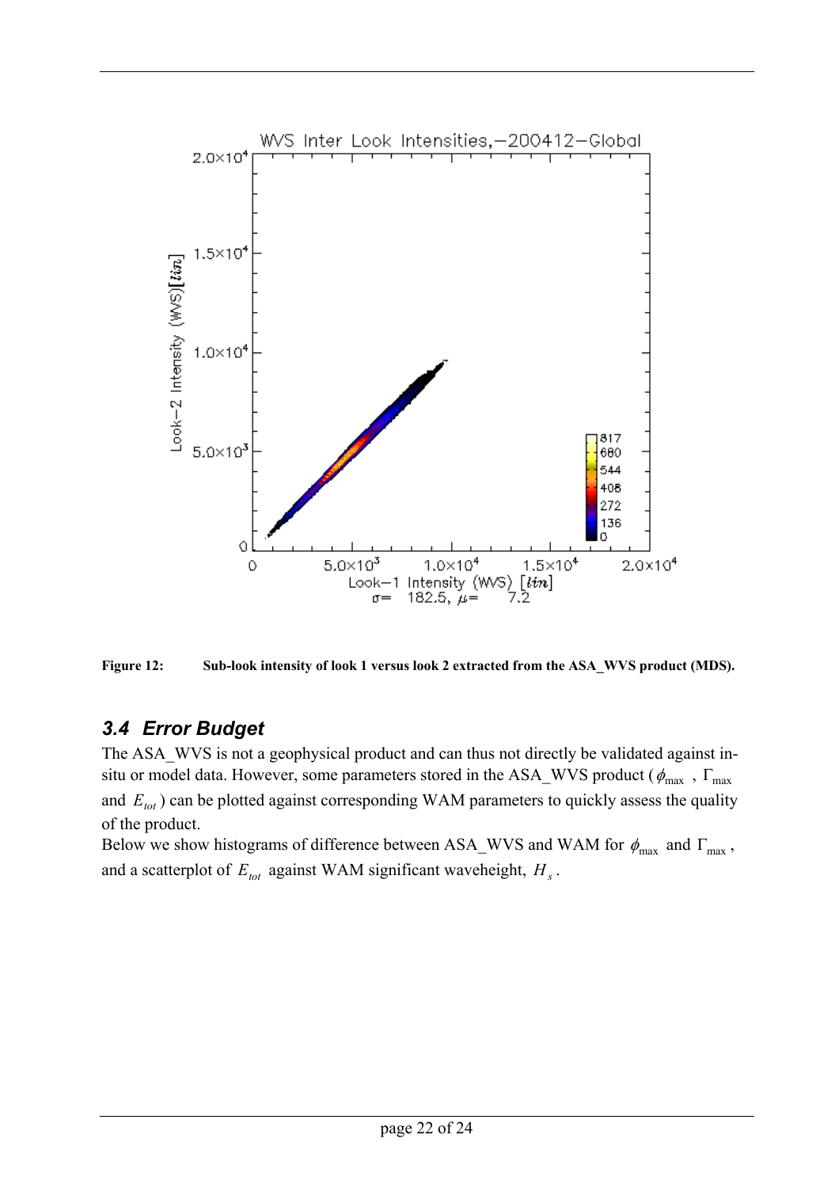**Figure 12:** **Sub-look intensity of look 1 versus look 2 extracted from the ASA_WVS product (MDS).**

## 3.4 Error Budget

The ASA_WVS is not a geophysical product and can thus not directly be validated against in-situ or model data. However, some parameters stored in the ASA_WVS product ($\phi_{max}$ , $\Gamma_{max}$ and $E_{tot}$) can be plotted against corresponding WAM parameters to quickly assess the quality of the product.

Below we show histograms of difference between ASA_WVS and WAM for $\phi_{max}$ and $\Gamma_{max}$, and a scatterplot of $E_{tot}$ against WAM significant waveheight, $H_s$.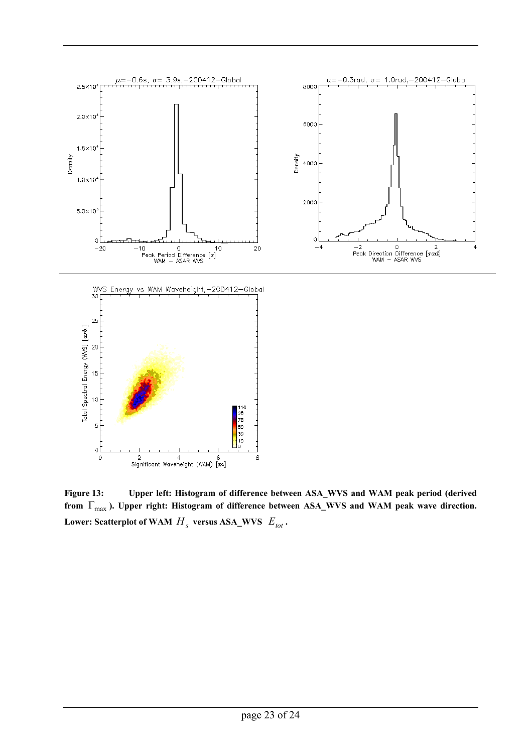**Figure 13: Upper left: Histogram of difference between ASA_WVS and WAM peak period (derived from $\Gamma_{\max}$). Upper right: Histogram of difference between ASA_WVS and WAM peak wave direction. Lower: Scatterplot of WAM $H_s$ versus ASA_WVS $E_{tot}$.**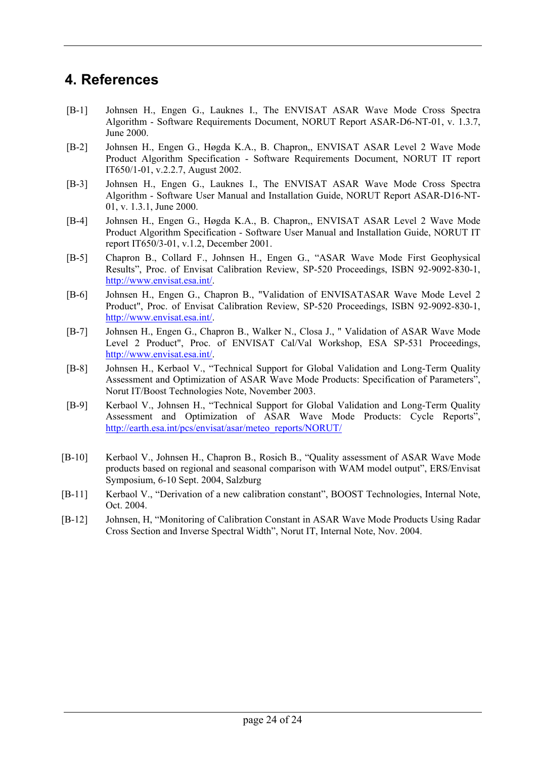# 4. References

[B-1] Johnsen H., Engen G., Lauknes I., The ENVISAT ASAR Wave Mode Cross Spectra Algorithm - Software Requirements Document, NORUT Report ASAR-D6-NT-01, v. 1.3.7, June 2000.

[B-2] Johnsen H., Engen G., Høgda K.A., B. Chapron,, ENVISAT ASAR Level 2 Wave Mode Product Algorithm Specification - Software Requirements Document, NORUT IT report IT650/1-01, v.2.2.7, August 2002.

[B-3] Johnsen H., Engen G., Lauknes I., The ENVISAT ASAR Wave Mode Cross Spectra Algorithm - Software User Manual and Installation Guide, NORUT Report ASAR-D16-NT-01, v. 1.3.1, June 2000.

[B-4] Johnsen H., Engen G., Høgda K.A., B. Chapron,, ENVISAT ASAR Level 2 Wave Mode Product Algorithm Specification - Software User Manual and Installation Guide, NORUT IT report IT650/3-01, v.1.2, December 2001.

[B-5] Chapron B., Collard F., Johnsen H., Engen G., "ASAR Wave Mode First Geophysical Results", Proc. of Envisat Calibration Review, SP-520 Proceedings, ISBN 92-9092-830-1, http://www.envisat.esa.int/.

[B-6] Johnsen H., Engen G., Chapron B., "Validation of ENVISATASAR Wave Mode Level 2 Product", Proc. of Envisat Calibration Review, SP-520 Proceedings, ISBN 92-9092-830-1, http://www.envisat.esa.int/.

[B-7] Johnsen H., Engen G., Chapron B., Walker N., Closa J., " Validation of ASAR Wave Mode Level 2 Product", Proc. of ENVISAT Cal/Val Workshop, ESA SP-531 Proceedings, http://www.envisat.esa.int/.

[B-8] Johnsen H., Kerbaol V., "Technical Support for Global Validation and Long-Term Quality Assessment and Optimization of ASAR Wave Mode Products: Specification of Parameters", Norut IT/Boost Technologies Note, November 2003.

[B-9] Kerbaol V., Johnsen H., "Technical Support for Global Validation and Long-Term Quality Assessment and Optimization of ASAR Wave Mode Products: Cycle Reports", http://earth.esa.int/pcs/envisat/asar/meteo_reports/NORUT/

[B-10] Kerbaol V., Johnsen H., Chapron B., Rosich B., "Quality assessment of ASAR Wave Mode products based on regional and seasonal comparison with WAM model output", ERS/Envisat Symposium, 6-10 Sept. 2004, Salzburg

[B-11] Kerbaol V., "Derivation of a new calibration constant", BOOST Technologies, Internal Note, Oct. 2004.

[B-12] Johnsen, H, "Monitoring of Calibration Constant in ASAR Wave Mode Products Using Radar Cross Section and Inverse Spectral Width", Norut IT, Internal Note, Nov. 2004.